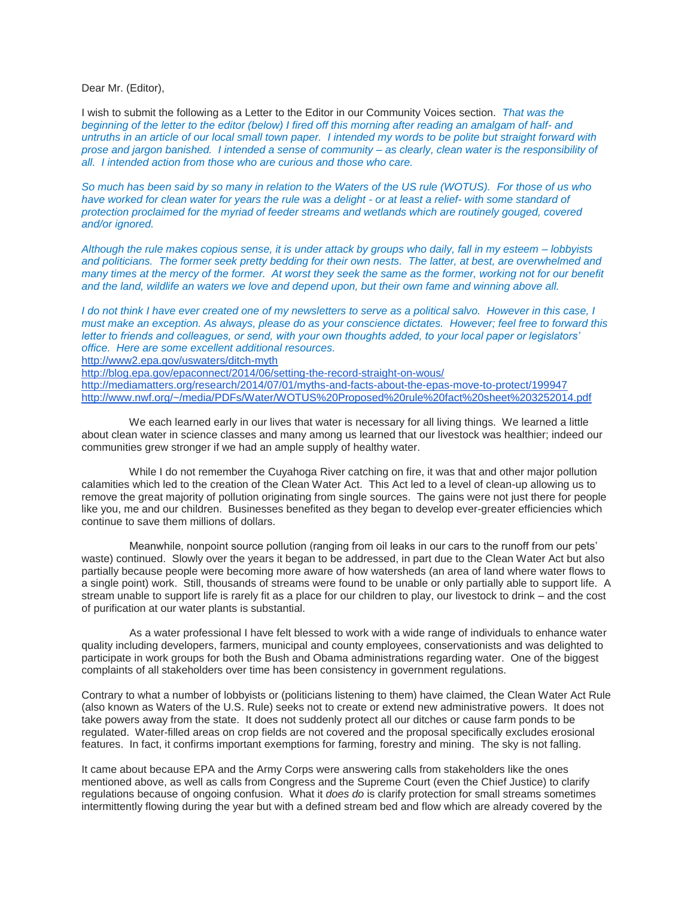Dear Mr. (Editor),

I wish to submit the following as a Letter to the Editor in our Community Voices section. *That was the beginning of the letter to the editor (below) I fired off this morning after reading an amalgam of half- and untruths in an article of our local small town paper. I intended my words to be polite but straight forward with prose and jargon banished. I intended a sense of community – as clearly, clean water is the responsibility of all. I intended action from those who are curious and those who care.*

*So much has been said by so many in relation to the Waters of the US rule (WOTUS). For those of us who have worked for clean water for years the rule was a delight - or at least a relief- with some standard of protection proclaimed for the myriad of feeder streams and wetlands which are routinely gouged, covered and/or ignored.*

*Although the rule makes copious sense, it is under attack by groups who daily, fall in my esteem – lobbyists and politicians. The former seek pretty bedding for their own nests. The latter, at best, are overwhelmed and many times at the mercy of the former. At worst they seek the same as the former, working not for our benefit and the land, wildlife an waters we love and depend upon, but their own fame and winning above all.*

*I do not think I have ever created one of my newsletters to serve as a political salvo. However in this case, I must make an exception. As always, please do as your conscience dictates. However; feel free to forward this letter to friends and colleagues, or send, with your own thoughts added, to your local paper or legislators' office. Here are some excellent additional resources.*

http://www2.epa.gov/uswaters/ditch-myth
http://blog.epa.gov/epaconnect/2014/06/setting-the-record-straight-on-wous/
http://mediamatters.org/research/2014/07/01/myths-and-facts-about-the-epas-move-to-protect/199947
http://www.nwf.org/~/media/PDFs/Water/WOTUS%20Proposed%20rule%20fact%20sheet%203252014.pdf

We each learned early in our lives that water is necessary for all living things. We learned a little about clean water in science classes and many among us learned that our livestock was healthier; indeed our communities grew stronger if we had an ample supply of healthy water.

While I do not remember the Cuyahoga River catching on fire, it was that and other major pollution calamities which led to the creation of the Clean Water Act. This Act led to a level of clean-up allowing us to remove the great majority of pollution originating from single sources. The gains were not just there for people like you, me and our children. Businesses benefited as they began to develop ever-greater efficiencies which continue to save them millions of dollars.

Meanwhile, nonpoint source pollution (ranging from oil leaks in our cars to the runoff from our pets' waste) continued. Slowly over the years it began to be addressed, in part due to the Clean Water Act but also partially because people were becoming more aware of how watersheds (an area of land where water flows to a single point) work. Still, thousands of streams were found to be unable or only partially able to support life. A stream unable to support life is rarely fit as a place for our children to play, our livestock to drink – and the cost of purification at our water plants is substantial.

As a water professional I have felt blessed to work with a wide range of individuals to enhance water quality including developers, farmers, municipal and county employees, conservationists and was delighted to participate in work groups for both the Bush and Obama administrations regarding water. One of the biggest complaints of all stakeholders over time has been consistency in government regulations.

Contrary to what a number of lobbyists or (politicians listening to them) have claimed, the Clean Water Act Rule (also known as Waters of the U.S. Rule) seeks not to create or extend new administrative powers. It does not take powers away from the state. It does not suddenly protect all our ditches or cause farm ponds to be regulated. Water-filled areas on crop fields are not covered and the proposal specifically excludes erosional features. In fact, it confirms important exemptions for farming, forestry and mining. The sky is not falling.

It came about because EPA and the Army Corps were answering calls from stakeholders like the ones mentioned above, as well as calls from Congress and the Supreme Court (even the Chief Justice) to clarify regulations because of ongoing confusion. What it *does do* is clarify protection for small streams sometimes intermittently flowing during the year but with a defined stream bed and flow which are already covered by the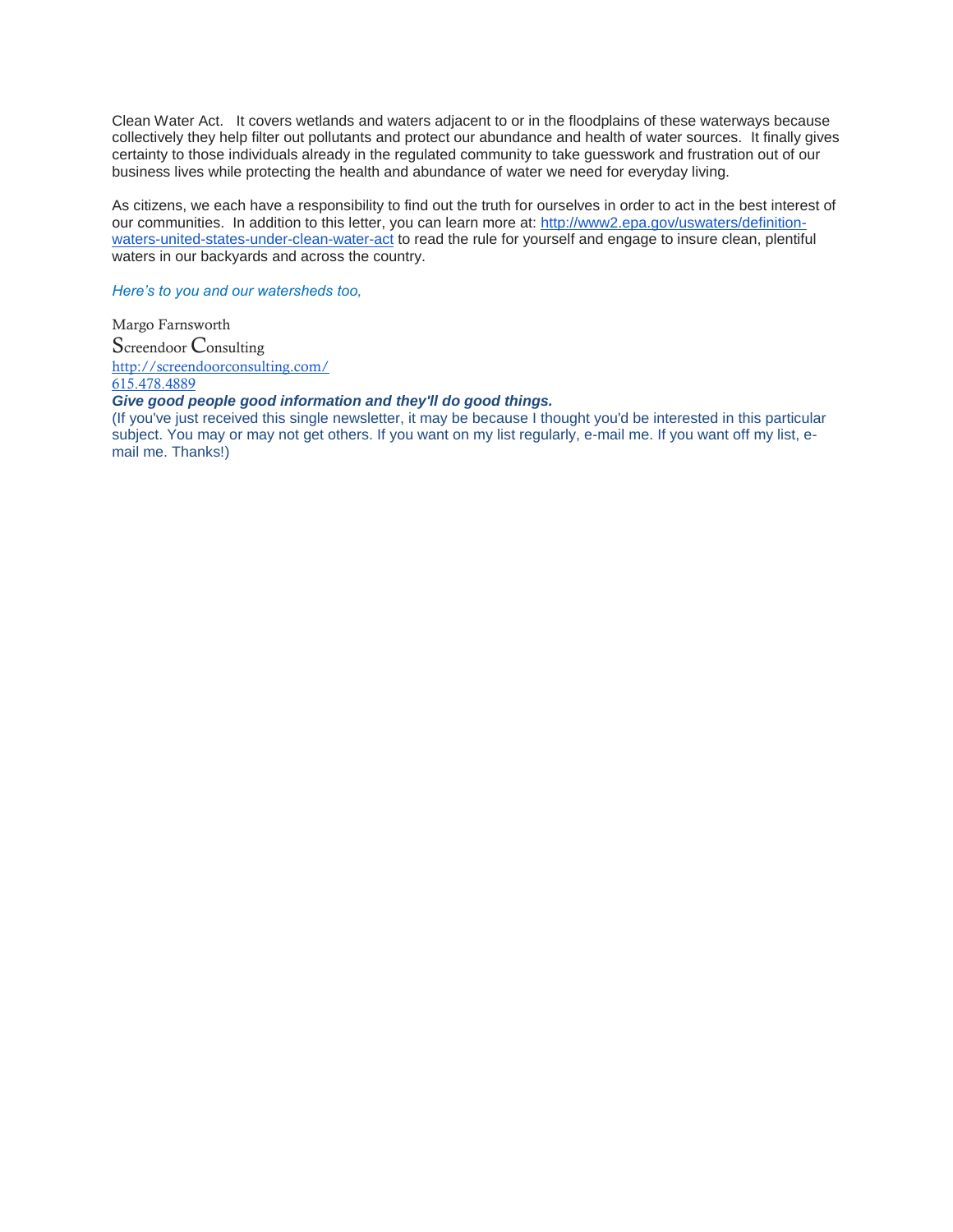Clean Water Act. It covers wetlands and waters adjacent to or in the floodplains of these waterways because collectively they help filter out pollutants and protect our abundance and health of water sources. It finally gives certainty to those individuals already in the regulated community to take guesswork and frustration out of our business lives while protecting the health and abundance of water we need for everyday living.

As citizens, we each have a responsibility to find out the truth for ourselves in order to act in the best interest of our communities. In addition to this letter, you can learn more at: [http://www2.epa.gov/uswaters/definition-waters-united-states-under-clean-water-act](http://www2.epa.gov/uswaters/definition-waters-united-states-under-clean-water-act) to read the rule for yourself and engage to insure clean, plentiful waters in our backyards and across the country.

*Here's to you and our watersheds too,*

Margo Farnsworth
Screendoor Consulting
[http://screendoorconsulting.com/](http://screendoorconsulting.com/)
615.478.4889
***Give good people good information and they'll do good things.***
(If you've just received this single newsletter, it may be because I thought you'd be interested in this particular subject. You may or may not get others. If you want on my list regularly, e-mail me. If you want off my list, e-mail me. Thanks!)